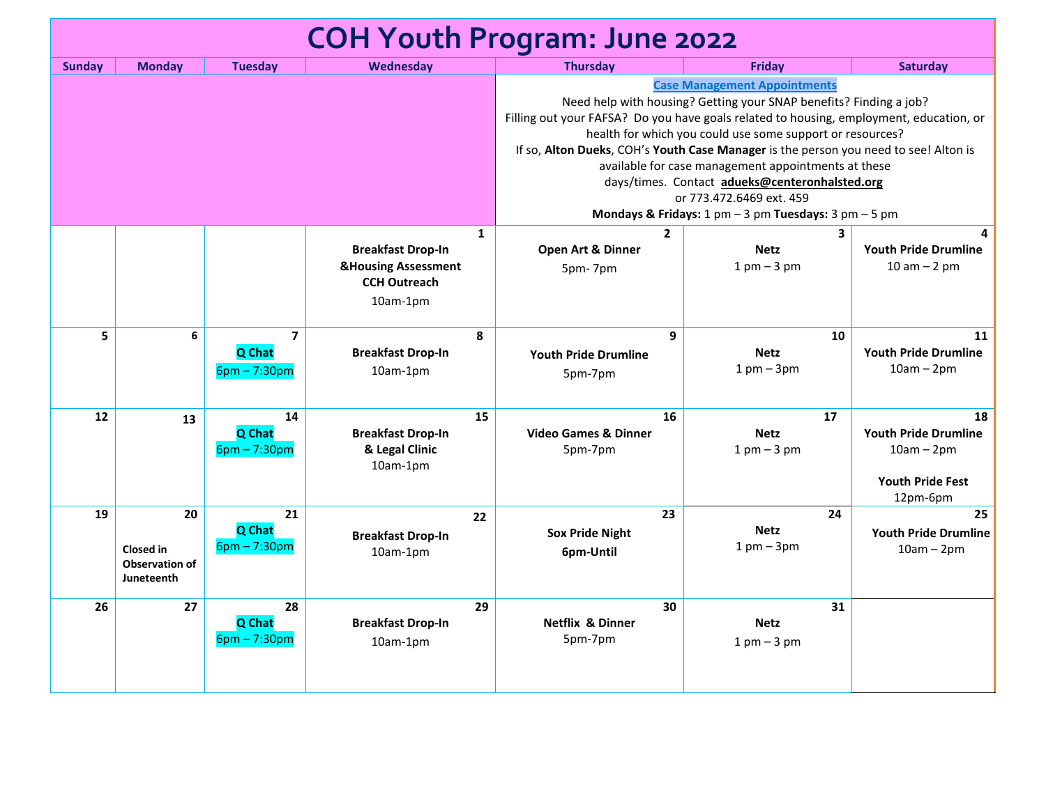# COH Youth Program: June 2022

| Sunday | Monday | Tuesday | Wednesday | Thursday | Friday | Saturday |
|---|---|---|---|---|---|---|
| | | | | **Case Management Appointments**<br>Need help with housing? Getting your SNAP benefits? Finding a job? Filling out your FAFSA? Do you have goals related to housing, employment, education, or health for which you could use some support or resources?<br>If so, **Alton Dueks**, COH's **Youth Case Manager** is the person you need to see! Alton is available for case management appointments at these days/times. Contact **adueks@centeronhalsted.org** or 773.472.6469 ext. 459<br>**Mondays & Fridays:** 1 pm – 3 pm **Tuesdays:** 3 pm – 5 pm | | |
| | | | **1**<br>**Breakfast Drop-In &Housing Assessment CCH Outreach**<br>10am-1pm | **2**<br>**Open Art & Dinner**<br>5pm- 7pm | **3**<br>**Netz**<br>1 pm – 3 pm | **4**<br>**Youth Pride Drumline**<br>10 am – 2 pm |
| **5** | **6** | **7**<br>**Q Chat**<br>6pm – 7:30pm | **8**<br>**Breakfast Drop-In**<br>10am-1pm | **9**<br>**Youth Pride Drumline**<br>5pm-7pm | **10**<br>**Netz**<br>1 pm – 3pm | **11**<br>**Youth Pride Drumline**<br>10am – 2pm |
| **12** | **13** | **14**<br>**Q Chat**<br>6pm – 7:30pm | **15**<br>**Breakfast Drop-In & Legal Clinic**<br>10am-1pm | **16**<br>**Video Games & Dinner**<br>5pm-7pm | **17**<br>**Netz**<br>1 pm – 3 pm | **18**<br>**Youth Pride Drumline**<br>10am – 2pm<br>**Youth Pride Fest**<br>12pm-6pm |
| **19** | **20**<br>**Closed in Observation of Juneteenth** | **21**<br>**Q Chat**<br>6pm – 7:30pm | **22**<br>**Breakfast Drop-In**<br>10am-1pm | **23**<br>**Sox Pride Night**<br>**6pm-Until** | **24**<br>**Netz**<br>1 pm – 3pm | **25**<br>**Youth Pride Drumline**<br>10am – 2pm |
| **26** | **27** | **28**<br>**Q Chat**<br>6pm – 7:30pm | **29**<br>**Breakfast Drop-In**<br>10am-1pm | **30**<br>**Netflix & Dinner**<br>5pm-7pm | **31**<br>**Netz**<br>1 pm – 3 pm | |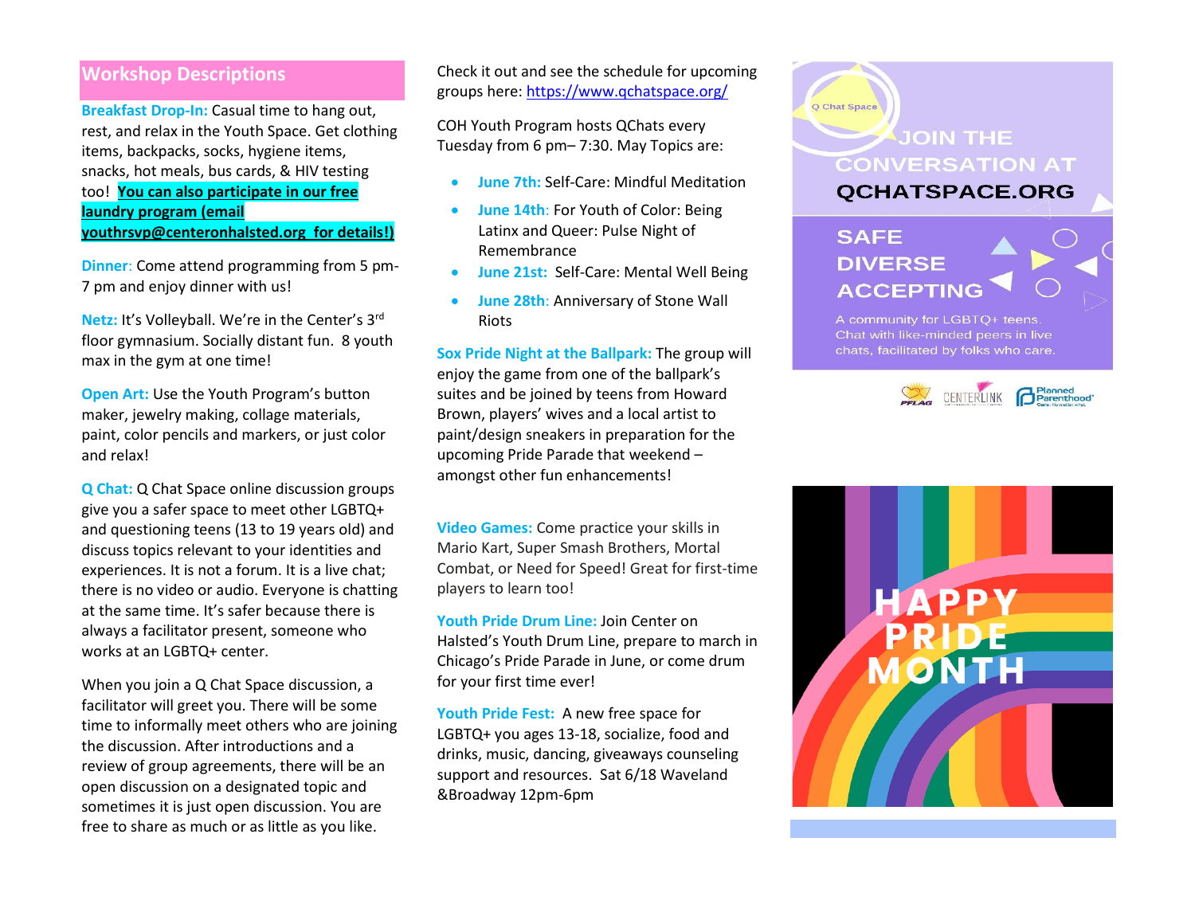## Workshop Descriptions

**Breakfast Drop-In:** Casual time to hang out, rest, and relax in the Youth Space. Get clothing items, backpacks, socks, hygiene items, snacks, hot meals, bus cards, & HIV testing too! **You can also participate in our free laundry program (email youthrsvp@centeronhalsted.org for details!)**

**Dinner**: Come attend programming from 5 pm-7 pm and enjoy dinner with us!

**Netz:** It's Volleyball. We're in the Center's 3rd floor gymnasium. Socially distant fun. 8 youth max in the gym at one time!

**Open Art:** Use the Youth Program's button maker, jewelry making, collage materials, paint, color pencils and markers, or just color and relax!

**Q Chat:** Q Chat Space online discussion groups give you a safer space to meet other LGBTQ+ and questioning teens (13 to 19 years old) and discuss topics relevant to your identities and experiences. It is not a forum. It is a live chat; there is no video or audio. Everyone is chatting at the same time. It's safer because there is always a facilitator present, someone who works at an LGBTQ+ center.

When you join a Q Chat Space discussion, a facilitator will greet you. There will be some time to informally meet others who are joining the discussion. After introductions and a review of group agreements, there will be an open discussion on a designated topic and sometimes it is just open discussion. You are free to share as much or as little as you like.

Check it out and see the schedule for upcoming groups here: https://www.qchatspace.org/

COH Youth Program hosts QChats every Tuesday from 6 pm– 7:30. May Topics are:

- **June 7th:** Self-Care: Mindful Meditation
- **June 14th**: For Youth of Color: Being Latinx and Queer: Pulse Night of Remembrance
- **June 21st:** Self-Care: Mental Well Being
- **June 28th**: Anniversary of Stone Wall Riots

**Sox Pride Night at the Ballpark:** The group will enjoy the game from one of the ballpark's suites and be joined by teens from Howard Brown, players' wives and a local artist to paint/design sneakers in preparation for the upcoming Pride Parade that weekend – amongst other fun enhancements!

**Video Games:** Come practice your skills in Mario Kart, Super Smash Brothers, Mortal Combat, or Need for Speed! Great for first-time players to learn too!

**Youth Pride Drum Line:** Join Center on Halsted's Youth Drum Line, prepare to march in Chicago's Pride Parade in June, or come drum for your first time ever!

**Youth Pride Fest:** A new free space for LGBTQ+ you ages 13-18, socialize, food and drinks, music, dancing, giveaways counseling support and resources. Sat 6/18 Waveland &Broadway 12pm-6pm

Q Chat Space

JOIN THE CONVERSATION AT QCHATSPACE.ORG

SAFE
DIVERSE
ACCEPTING

A community for LGBTQ+ teens. Chat with like-minded peers in live chats, facilitated by folks who care.

PFLAG CENTERLINK Planned Parenthood

HAPPY PRIDE MONTH